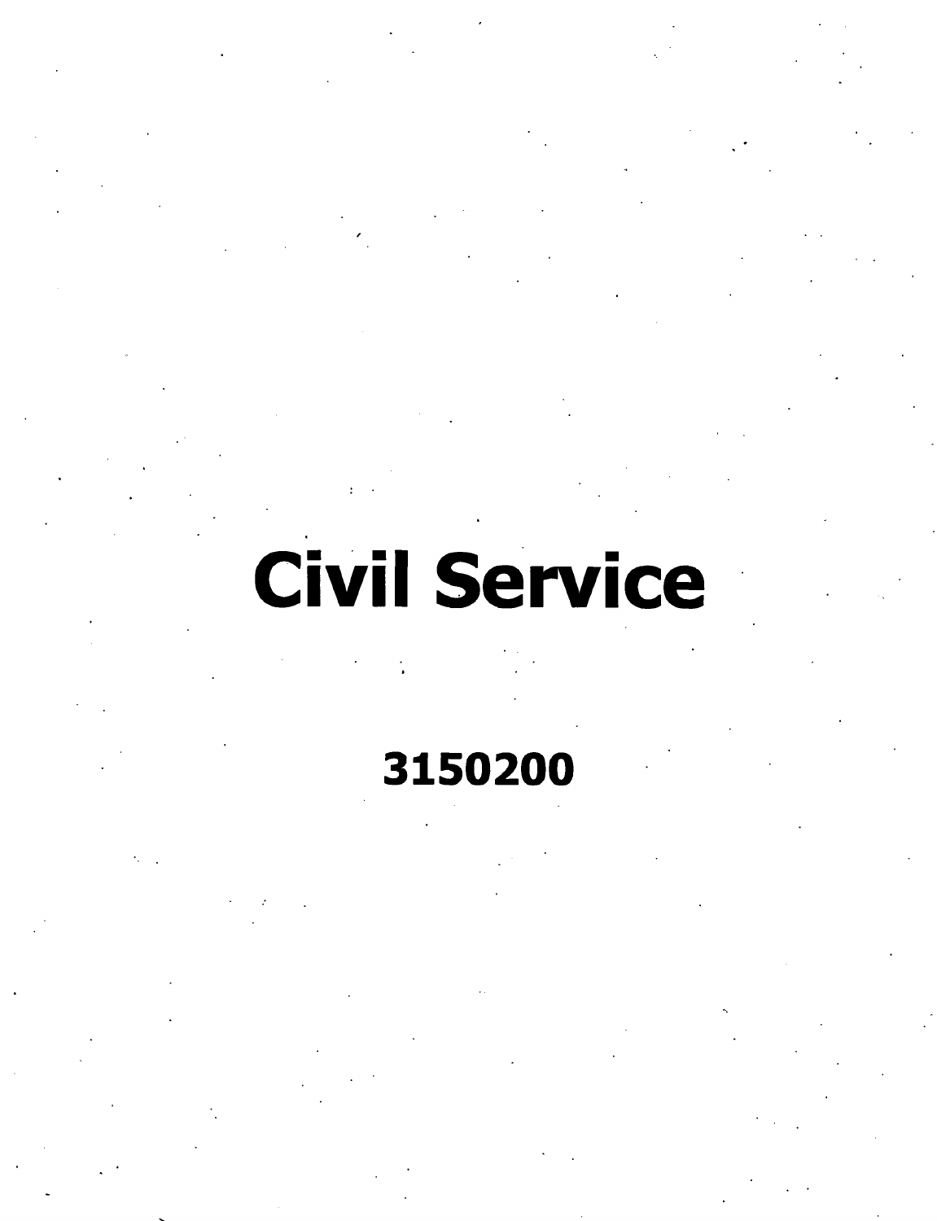# Civil Service

**3150200**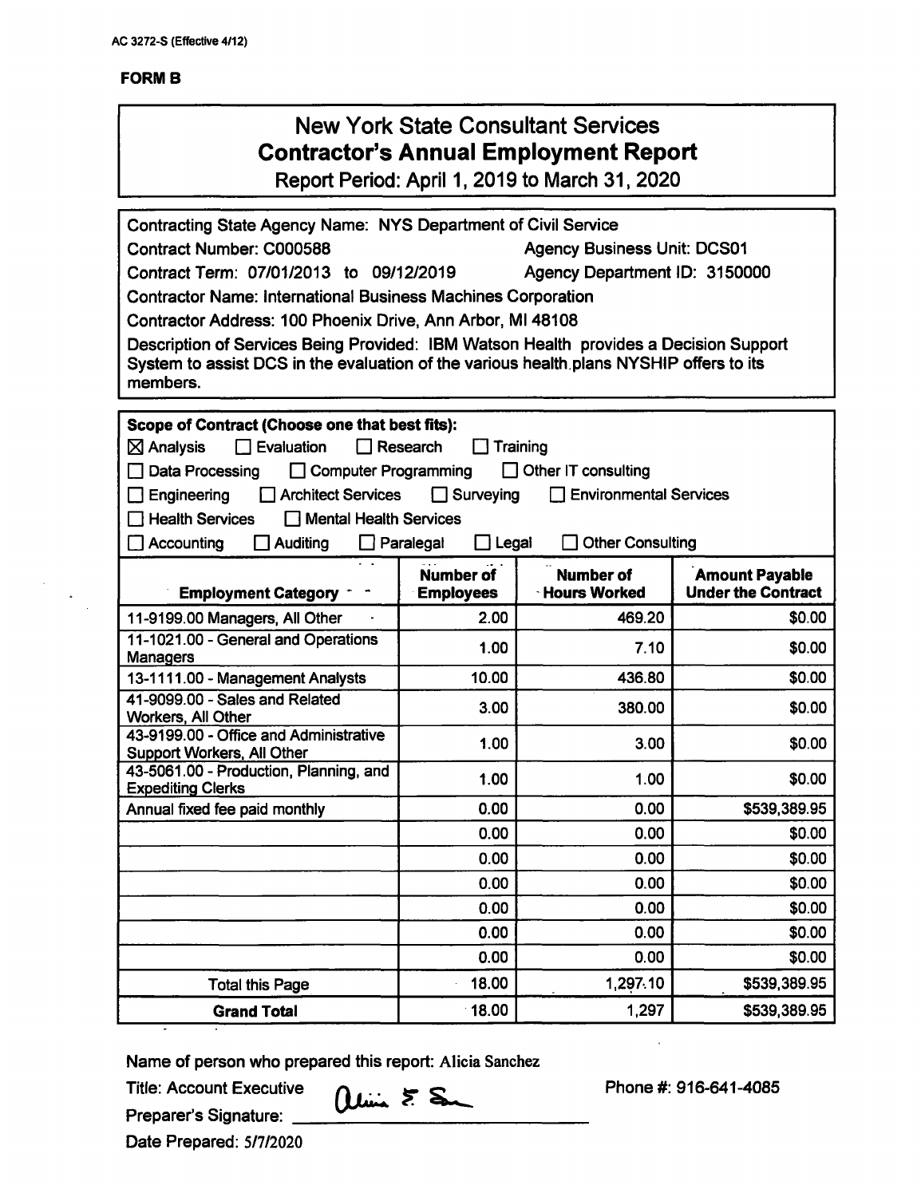AC 3272-S (Effective 4/12)

**FORM B**

# New York State Consultant Services
## Contractor's Annual Employment Report
### Report Period: April 1, 2019 to March 31, 2020

Contracting State Agency Name: NYS Department of Civil Service

Contract Number: C000588 Agency Business Unit: DCS01

Contract Term: 07/01/2013 to 09/12/2019 Agency Department ID: 3150000

Contractor Name: International Business Machines Corporation

Contractor Address: 100 Phoenix Drive, Ann Arbor, MI 48108

Description of Services Being Provided: IBM Watson Health provides a Decision Support System to assist DCS in the evaluation of the various health plans NYSHIP offers to its members.

**Scope of Contract (Choose one that best fits):**

☒ Analysis ☐ Evaluation ☐ Research ☐ Training

☐ Data Processing ☐ Computer Programming ☐ Other IT consulting

☐ Engineering ☐ Architect Services ☐ Surveying ☐ Environmental Services

☐ Health Services ☐ Mental Health Services

☐ Accounting ☐ Auditing ☐ Paralegal ☐ Legal ☐ Other Consulting

| Employment Category | Number of Employees | Number of Hours Worked | Amount Payable Under the Contract |
|---|---|---|---|
| 11-9199.00 Managers, All Other | 2.00 | 469.20 | $0.00 |
| 11-1021.00 - General and Operations Managers | 1.00 | 7.10 | $0.00 |
| 13-1111.00 - Management Analysts | 10.00 | 436.80 | $0.00 |
| 41-9099.00 - Sales and Related Workers, All Other | 3.00 | 380.00 | $0.00 |
| 43-9199.00 - Office and Administrative Support Workers, All Other | 1.00 | 3.00 | $0.00 |
| 43-5061.00 - Production, Planning, and Expediting Clerks | 1.00 | 1.00 | $0.00 |
| Annual fixed fee paid monthly | 0.00 | 0.00 | $539,389.95 |
| | 0.00 | 0.00 | $0.00 |
| | 0.00 | 0.00 | $0.00 |
| | 0.00 | 0.00 | $0.00 |
| | 0.00 | 0.00 | $0.00 |
| | 0.00 | 0.00 | $0.00 |
| | 0.00 | 0.00 | $0.00 |
| Total this Page | 18.00 | 1,297.10 | $539,389.95 |
| **Grand Total** | 18.00 | 1,297 | $539,389.95 |

Name of person who prepared this report: Alicia Sanchez

Title: Account Executive Phone #: 916-641-4085

Preparer's Signature: Alicia S. Sa

Date Prepared: 5/7/2020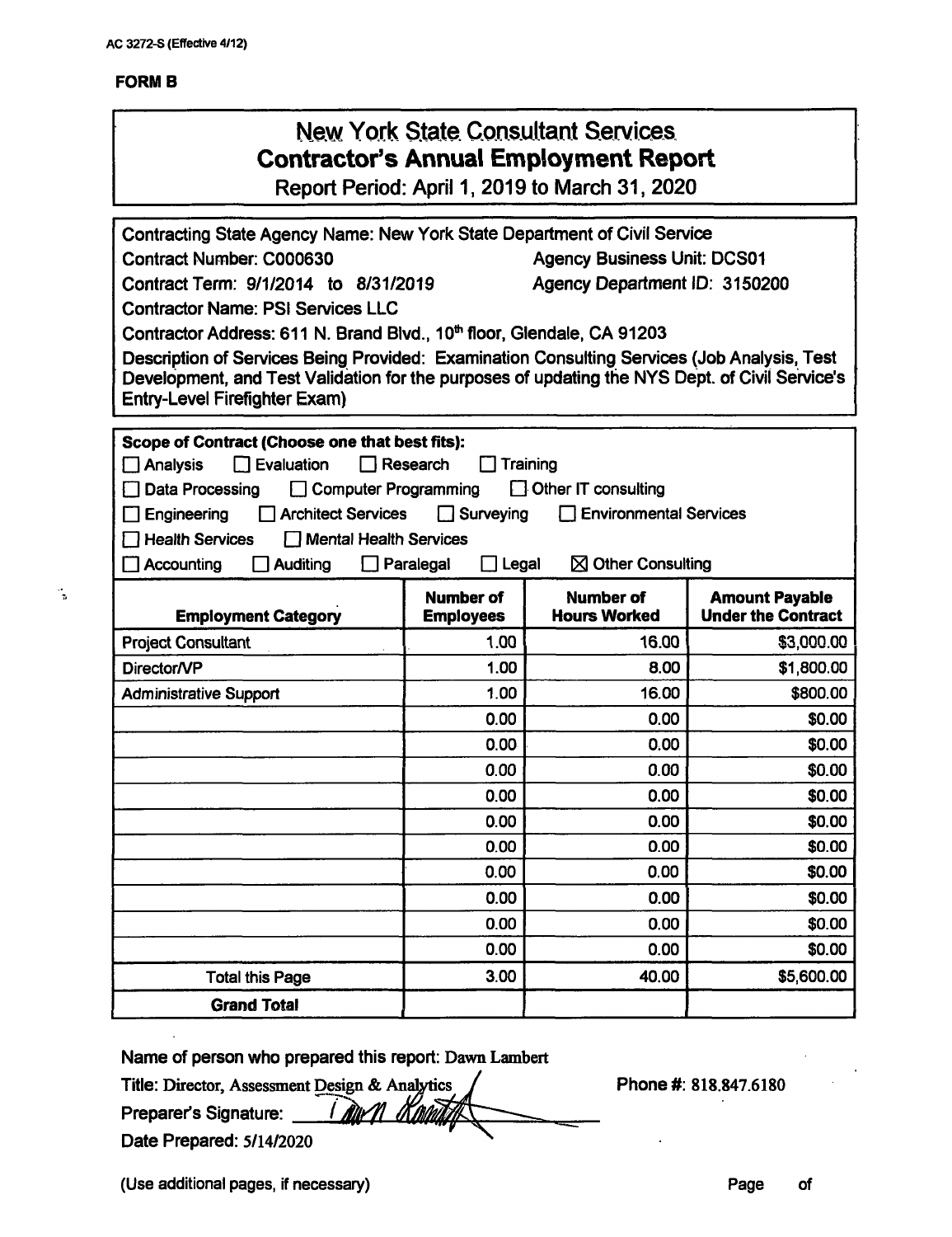AC 3272-S (Effective 4/12)

**FORM B**

# New York State Consultant Services
## Contractor's Annual Employment Report
Report Period: April 1, 2019 to March 31, 2020

Contracting State Agency Name: New York State Department of Civil Service
Contract Number: C000630 Agency Business Unit: DCS01
Contract Term: 9/1/2014 to 8/31/2019 Agency Department ID: 3150200
Contractor Name: PSI Services LLC
Contractor Address: 611 N. Brand Blvd., 10th floor, Glendale, CA 91203
Description of Services Being Provided: Examination Consulting Services (Job Analysis, Test Development, and Test Validation for the purposes of updating the NYS Dept. of Civil Service's Entry-Level Firefighter Exam)

**Scope of Contract (Choose one that best fits):**

- [ ] Analysis - [ ] Evaluation - [ ] Research - [ ] Training
- [ ] Data Processing - [ ] Computer Programming - [ ] Other IT consulting
- [ ] Engineering - [ ] Architect Services - [ ] Surveying - [ ] Environmental Services
- [ ] Health Services - [ ] Mental Health Services
- [ ] Accounting - [ ] Auditing - [ ] Paralegal - [ ] Legal - [x] Other Consulting

| Employment Category | Number of Employees | Number of Hours Worked | Amount Payable Under the Contract |
|---|---|---|---|
| Project Consultant | 1.00 | 16.00 | $3,000.00 |
| Director/VP | 1.00 | 8.00 | $1,800.00 |
| Administrative Support | 1.00 | 16.00 | $800.00 |
| | 0.00 | 0.00 | $0.00 |
| | 0.00 | 0.00 | $0.00 |
| | 0.00 | 0.00 | $0.00 |
| | 0.00 | 0.00 | $0.00 |
| | 0.00 | 0.00 | $0.00 |
| | 0.00 | 0.00 | $0.00 |
| | 0.00 | 0.00 | $0.00 |
| | 0.00 | 0.00 | $0.00 |
| | 0.00 | 0.00 | $0.00 |
| | 0.00 | 0.00 | $0.00 |
| Total this Page | 3.00 | 40.00 | $5,600.00 |
| **Grand Total** | | | |

Name of person who prepared this report: Dawn Lambert
Title: Director, Assessment Design & Analytics Phone #: 818.847.6180
Preparer's Signature: Dawn Lambert
Date Prepared: 5/14/2020

(Use additional pages, if necessary) Page of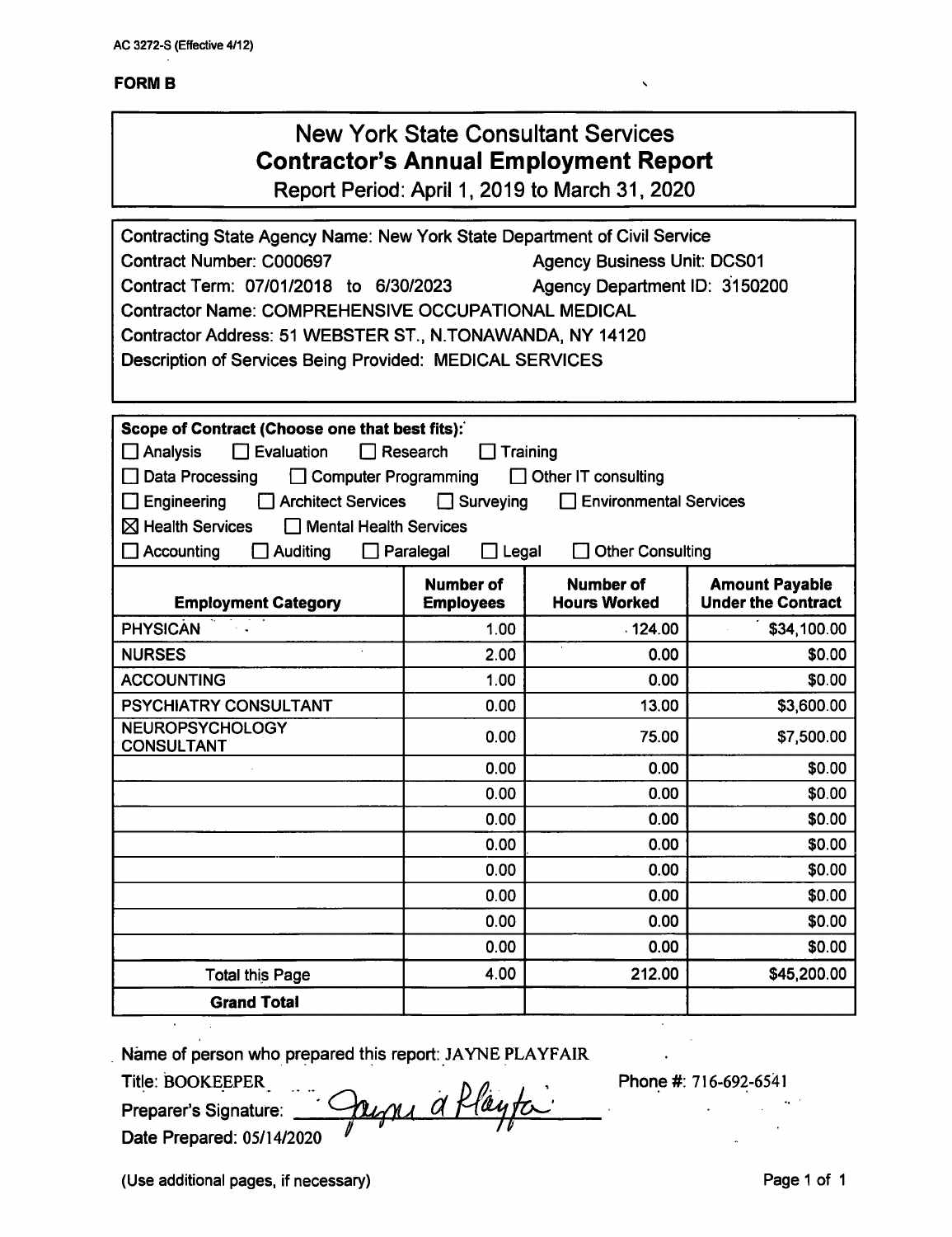AC 3272-S (Effective 4/12)

**FORM B**

# New York State Consultant Services
## Contractor's Annual Employment Report
Report Period: April 1, 2019 to March 31, 2020

Contracting State Agency Name: New York State Department of Civil Service
Contract Number: C000697 Agency Business Unit: DCS01
Contract Term: 07/01/2018 to 6/30/2023 Agency Department ID: 3150200
Contractor Name: COMPREHENSIVE OCCUPATIONAL MEDICAL
Contractor Address: 51 WEBSTER ST., N.TONAWANDA, NY 14120
Description of Services Being Provided: MEDICAL SERVICES

**Scope of Contract (Choose one that best fits):**

☐ Analysis ☐ Evaluation ☐ Research ☐ Training
☐ Data Processing ☐ Computer Programming ☐ Other IT consulting
☐ Engineering ☐ Architect Services ☐ Surveying ☐ Environmental Services
☒ Health Services ☐ Mental Health Services
☐ Accounting ☐ Auditing ☐ Paralegal ☐ Legal ☐ Other Consulting

| Employment Category | Number of Employees | Number of Hours Worked | Amount Payable Under the Contract |
|---|---|---|---|
| PHYSICAN | 1.00 | 124.00 | $34,100.00 |
| NURSES | 2.00 | 0.00 | $0.00 |
| ACCOUNTING | 1.00 | 0.00 | $0.00 |
| PSYCHIATRY CONSULTANT | 0.00 | 13.00 | $3,600.00 |
| NEUROPSYCHOLOGY CONSULTANT | 0.00 | 75.00 | $7,500.00 |
| | 0.00 | 0.00 | $0.00 |
| | 0.00 | 0.00 | $0.00 |
| | 0.00 | 0.00 | $0.00 |
| | 0.00 | 0.00 | $0.00 |
| | 0.00 | 0.00 | $0.00 |
| | 0.00 | 0.00 | $0.00 |
| | 0.00 | 0.00 | $0.00 |
| | 0.00 | 0.00 | $0.00 |
| Total this Page | 4.00 | 212.00 | $45,200.00 |
| **Grand Total** | | | |

Name of person who prepared this report: JAYNE PLAYFAIR
Title: BOOKEEPER Phone #: 716-692-6541
Preparer's Signature: Jayne A Playfair
Date Prepared: 05/14/2020

(Use additional pages, if necessary)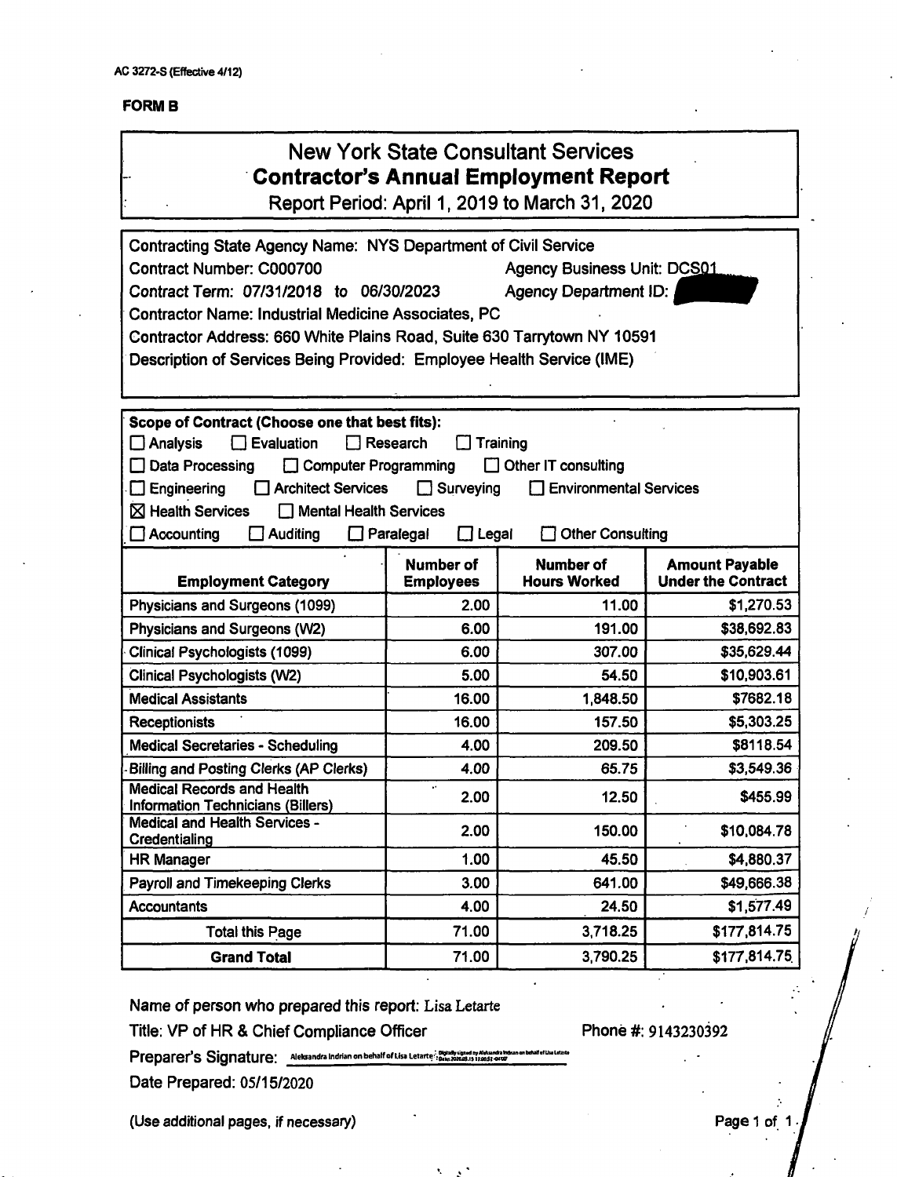AC 3272-S (Effective 4/12)

**FORM B**

# New York State Consultant Services
# Contractor's Annual Employment Report
Report Period: April 1, 2019 to March 31, 2020

Contracting State Agency Name: NYS Department of Civil Service
Contract Number: C000700 Agency Business Unit: DCS01
Contract Term: 07/31/2018 to 06/30/2023 Agency Department ID:
Contractor Name: Industrial Medicine Associates, PC
Contractor Address: 660 White Plains Road, Suite 630 Tarrytown NY 10591
Description of Services Being Provided: Employee Health Service (IME)

**Scope of Contract (Choose one that best fits):**

- ☐ Analysis ☐ Evaluation ☐ Research ☐ Training
- ☐ Data Processing ☐ Computer Programming ☐ Other IT consulting
- ☐ Engineering ☐ Architect Services ☐ Surveying ☐ Environmental Services
- ☒ Health Services ☐ Mental Health Services
- ☐ Accounting ☐ Auditing ☐ Paralegal ☐ Legal ☐ Other Consulting

| Employment Category | Number of Employees | Number of Hours Worked | Amount Payable Under the Contract |
|---|---|---|---|
| Physicians and Surgeons (1099) | 2.00 | 11.00 | $1,270.53 |
| Physicians and Surgeons (W2) | 6.00 | 191.00 | $38,692.83 |
| Clinical Psychologists (1099) | 6.00 | 307.00 | $35,629.44 |
| Clinical Psychologists (W2) | 5.00 | 54.50 | $10,903.61 |
| Medical Assistants | 16.00 | 1,848.50 | $7682.18 |
| Receptionists | 16.00 | 157.50 | $5,303.25 |
| Medical Secretaries - Scheduling | 4.00 | 209.50 | $8118.54 |
| Billing and Posting Clerks (AP Clerks) | 4.00 | 65.75 | $3,549.36 |
| Medical Records and Health Information Technicians (Billers) | 2.00 | 12.50 | $455.99 |
| Medical and Health Services - Credentialing | 2.00 | 150.00 | $10,084.78 |
| HR Manager | 1.00 | 45.50 | $4,880.37 |
| Payroll and Timekeeping Clerks | 3.00 | 641.00 | $49,666.38 |
| Accountants | 4.00 | 24.50 | $1,577.49 |
| Total this Page | 71.00 | 3,718.25 | $177,814.75 |
| **Grand Total** | 71.00 | 3,790.25 | $177,814.75 |

Name of person who prepared this report: Lisa Letarte
Title: VP of HR & Chief Compliance Officer Phone #: 9143230392
Preparer's Signature: Aleksandra Indrian on behalf of Lisa Letarte
Date Prepared: 05/15/2020

(Use additional pages, if necessary)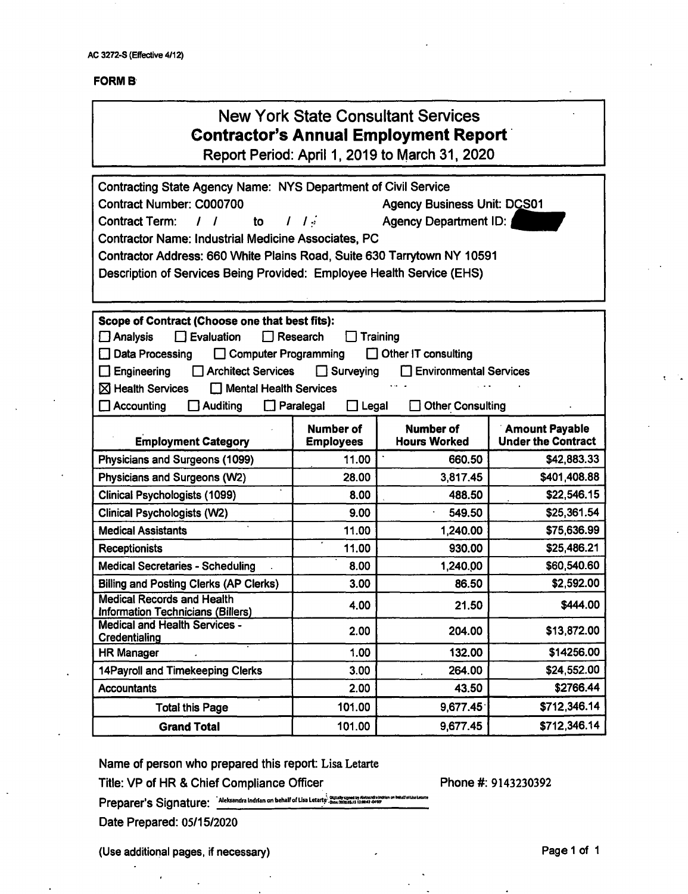AC 3272-S (Effective 4/12)

**FORM B**

# New York State Consultant Services
## Contractor's Annual Employment Report
Report Period: April 1, 2019 to March 31, 2020

Contracting State Agency Name: NYS Department of Civil Service
Contract Number: C000700 Agency Business Unit: DCS01
Contract Term: / / to / / Agency Department ID:
Contractor Name: Industrial Medicine Associates, PC
Contractor Address: 660 White Plains Road, Suite 630 Tarrytown NY 10591
Description of Services Being Provided: Employee Health Service (EHS)

**Scope of Contract (Choose one that best fits):**

☐ Analysis ☐ Evaluation ☐ Research ☐ Training
☐ Data Processing ☐ Computer Programming ☐ Other IT consulting
☐ Engineering ☐ Architect Services ☐ Surveying ☐ Environmental Services
☒ Health Services ☐ Mental Health Services
☐ Accounting ☐ Auditing ☐ Paralegal ☐ Legal ☐ Other Consulting

| Employment Category | Number of Employees | Number of Hours Worked | Amount Payable Under the Contract |
|---|---|---|---|
| Physicians and Surgeons (1099) | 11.00 | 660.50 | $42,883.33 |
| Physicians and Surgeons (W2) | 28.00 | 3,817.45 | $401,408.88 |
| Clinical Psychologists (1099) | 8.00 | 488.50 | $22,546.15 |
| Clinical Psychologists (W2) | 9.00 | 549.50 | $25,361.54 |
| Medical Assistants | 11.00 | 1,240.00 | $75,636.99 |
| Receptionists | 11.00 | 930.00 | $25,486.21 |
| Medical Secretaries - Scheduling | 8.00 | 1,240.00 | $60,540.60 |
| Billing and Posting Clerks (AP Clerks) | 3.00 | 86.50 | $2,592.00 |
| Medical Records and Health Information Technicians (Billers) | 4.00 | 21.50 | $444.00 |
| Medical and Health Services - Credentialing | 2.00 | 204.00 | $13,872.00 |
| HR Manager | 1.00 | 132.00 | $14256.00 |
| 14Payroll and Timekeeping Clerks | 3.00 | 264.00 | $24,552.00 |
| Accountants | 2.00 | 43.50 | $2766.44 |
| Total this Page | 101.00 | 9,677.45 | $712,346.14 |
| **Grand Total** | 101.00 | 9,677.45 | $712,346.14 |

Name of person who prepared this report: Lisa Letarte

Title: VP of HR & Chief Compliance Officer Phone #: 9143230392

Preparer's Signature: Aleksandra Indrian on behalf of Lisa Letarte

Date Prepared: 05/15/2020

(Use additional pages, if necessary)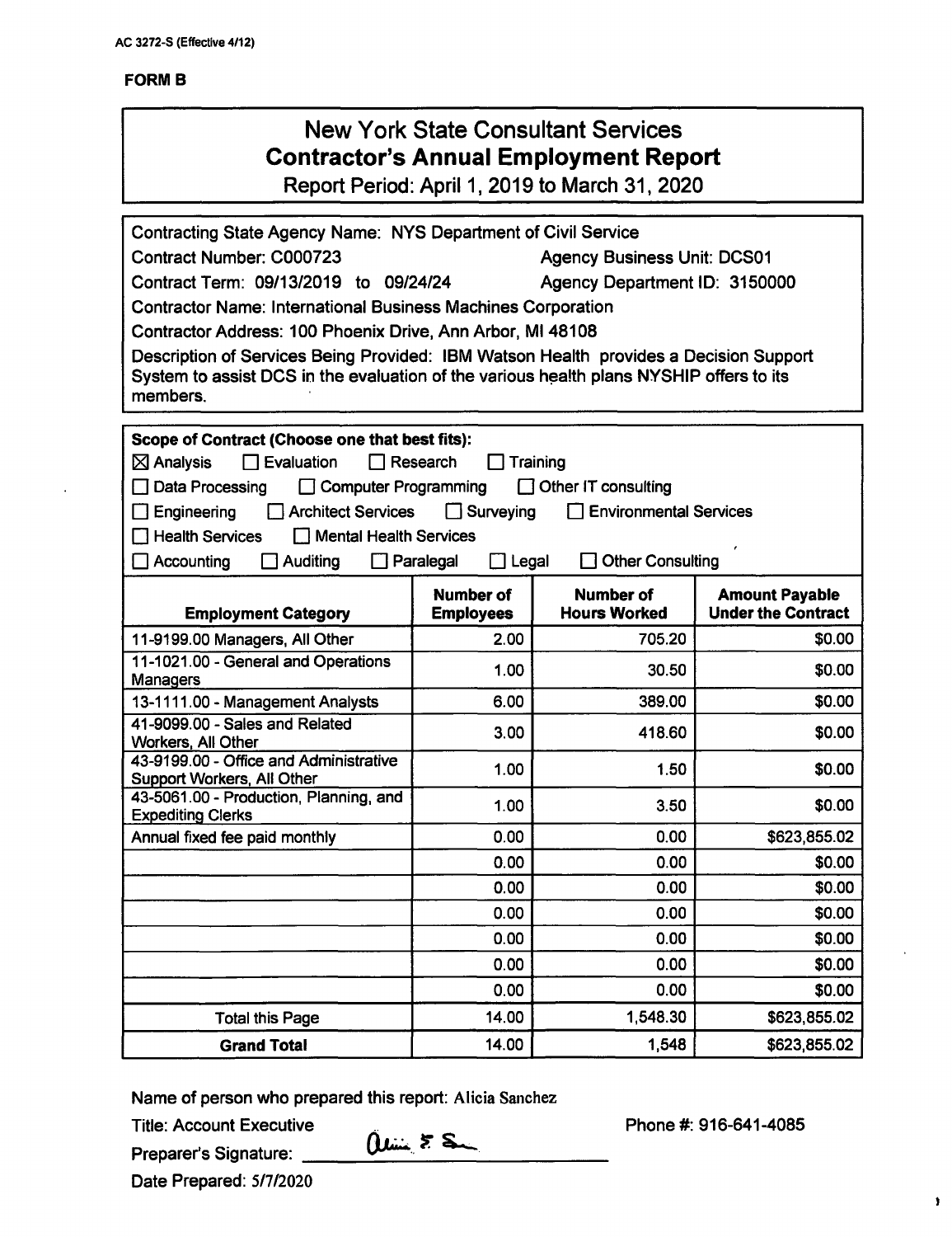AC 3272-S (Effective 4/12)

**FORM B**

# New York State Consultant Services
## Contractor's Annual Employment Report
Report Period: April 1, 2019 to March 31, 2020

Contracting State Agency Name: NYS Department of Civil Service

Contract Number: C000723 Agency Business Unit: DCS01

Contract Term: 09/13/2019 to 09/24/24 Agency Department ID: 3150000

Contractor Name: International Business Machines Corporation

Contractor Address: 100 Phoenix Drive, Ann Arbor, MI 48108

Description of Services Being Provided: IBM Watson Health provides a Decision Support System to assist DCS in the evaluation of the various health plans NYSHIP offers to its members.

**Scope of Contract (Choose one that best fits):**

☒ Analysis ☐ Evaluation ☐ Research ☐ Training
☐ Data Processing ☐ Computer Programming ☐ Other IT consulting
☐ Engineering ☐ Architect Services ☐ Surveying ☐ Environmental Services
☐ Health Services ☐ Mental Health Services
☐ Accounting ☐ Auditing ☐ Paralegal ☐ Legal ☐ Other Consulting

| Employment Category | Number of Employees | Number of Hours Worked | Amount Payable Under the Contract |
|---|---|---|---|
| 11-9199.00 Managers, All Other | 2.00 | 705.20 | $0.00 |
| 11-1021.00 - General and Operations Managers | 1.00 | 30.50 | $0.00 |
| 13-1111.00 - Management Analysts | 6.00 | 389.00 | $0.00 |
| 41-9099.00 - Sales and Related Workers, All Other | 3.00 | 418.60 | $0.00 |
| 43-9199.00 - Office and Administrative Support Workers, All Other | 1.00 | 1.50 | $0.00 |
| 43-5061.00 - Production, Planning, and Expediting Clerks | 1.00 | 3.50 | $0.00 |
| Annual fixed fee paid monthly | 0.00 | 0.00 | $623,855.02 |
| | 0.00 | 0.00 | $0.00 |
| | 0.00 | 0.00 | $0.00 |
| | 0.00 | 0.00 | $0.00 |
| | 0.00 | 0.00 | $0.00 |
| | 0.00 | 0.00 | $0.00 |
| | 0.00 | 0.00 | $0.00 |
| Total this Page | 14.00 | 1,548.30 | $623,855.02 |
| **Grand Total** | 14.00 | 1,548 | $623,855.02 |

Name of person who prepared this report: Alicia Sanchez

Title: Account Executive Phone #: 916-641-4085

Preparer's Signature: Alicia S. Sa

Date Prepared: 5/7/2020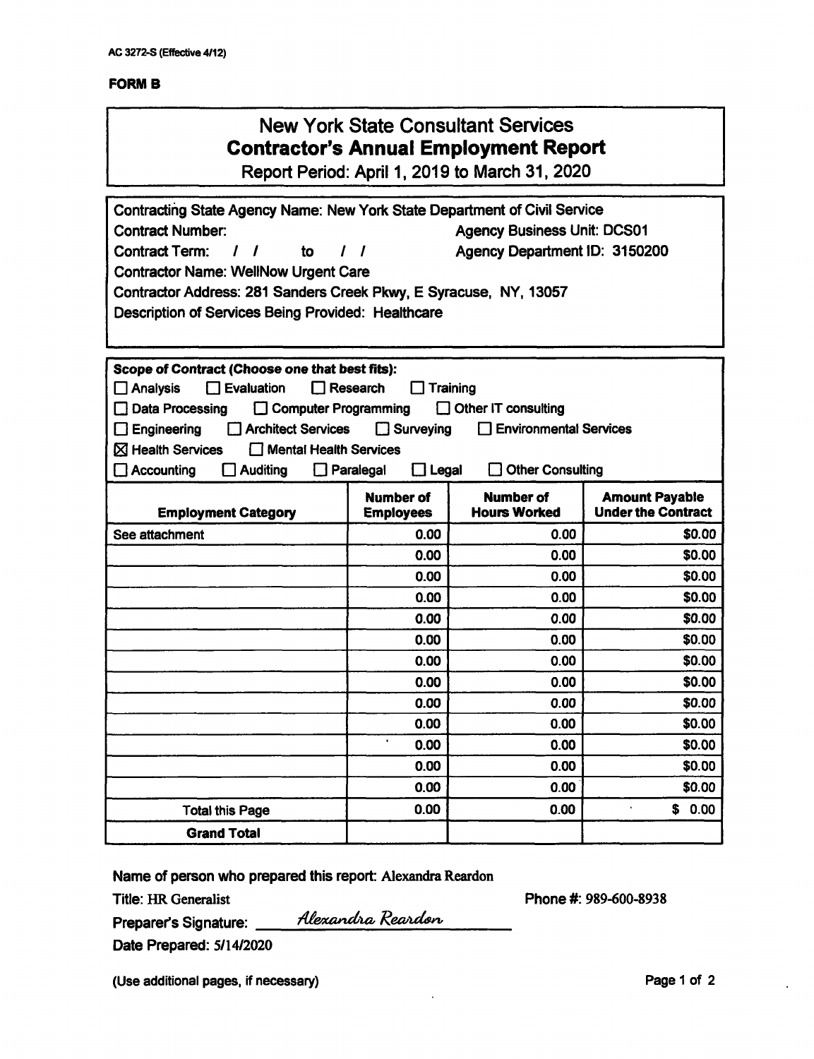AC 3272-S (Effective 4/12)

**FORM B**

# New York State Consultant Services
## Contractor's Annual Employment Report

Report Period: April 1, 2019 to March 31, 2020

Contracting State Agency Name: New York State Department of Civil Service
Contract Number: Agency Business Unit: DCS01
Contract Term: / / to / / Agency Department ID: 3150200
Contractor Name: WellNow Urgent Care
Contractor Address: 281 Sanders Creek Pkwy, E Syracuse, NY, 13057
Description of Services Being Provided: Healthcare

**Scope of Contract (Choose one that best fits):**

☐ Analysis ☐ Evaluation ☐ Research ☐ Training
☐ Data Processing ☐ Computer Programming ☐ Other IT consulting
☐ Engineering ☐ Architect Services ☐ Surveying ☐ Environmental Services
☒ Health Services ☐ Mental Health Services
☐ Accounting ☐ Auditing ☐ Paralegal ☐ Legal ☐ Other Consulting

| Employment Category | Number of Employees | Number of Hours Worked | Amount Payable Under the Contract |
|---|---|---|---|
| See attachment | 0.00 | 0.00 | $0.00 |
| | 0.00 | 0.00 | $0.00 |
| | 0.00 | 0.00 | $0.00 |
| | 0.00 | 0.00 | $0.00 |
| | 0.00 | 0.00 | $0.00 |
| | 0.00 | 0.00 | $0.00 |
| | 0.00 | 0.00 | $0.00 |
| | 0.00 | 0.00 | $0.00 |
| | 0.00 | 0.00 | $0.00 |
| | 0.00 | 0.00 | $0.00 |
| | 0.00 | 0.00 | $0.00 |
| | 0.00 | 0.00 | $0.00 |
| | 0.00 | 0.00 | $0.00 |
| Total this Page | 0.00 | 0.00 | $ 0.00 |
| **Grand Total** | | | |

Name of person who prepared this report: Alexandra Reardon

Title: HR Generalist Phone #: 989-600-8938

Preparer's Signature: *Alexandra Reardon*

Date Prepared: 5/14/2020

(Use additional pages, if necessary)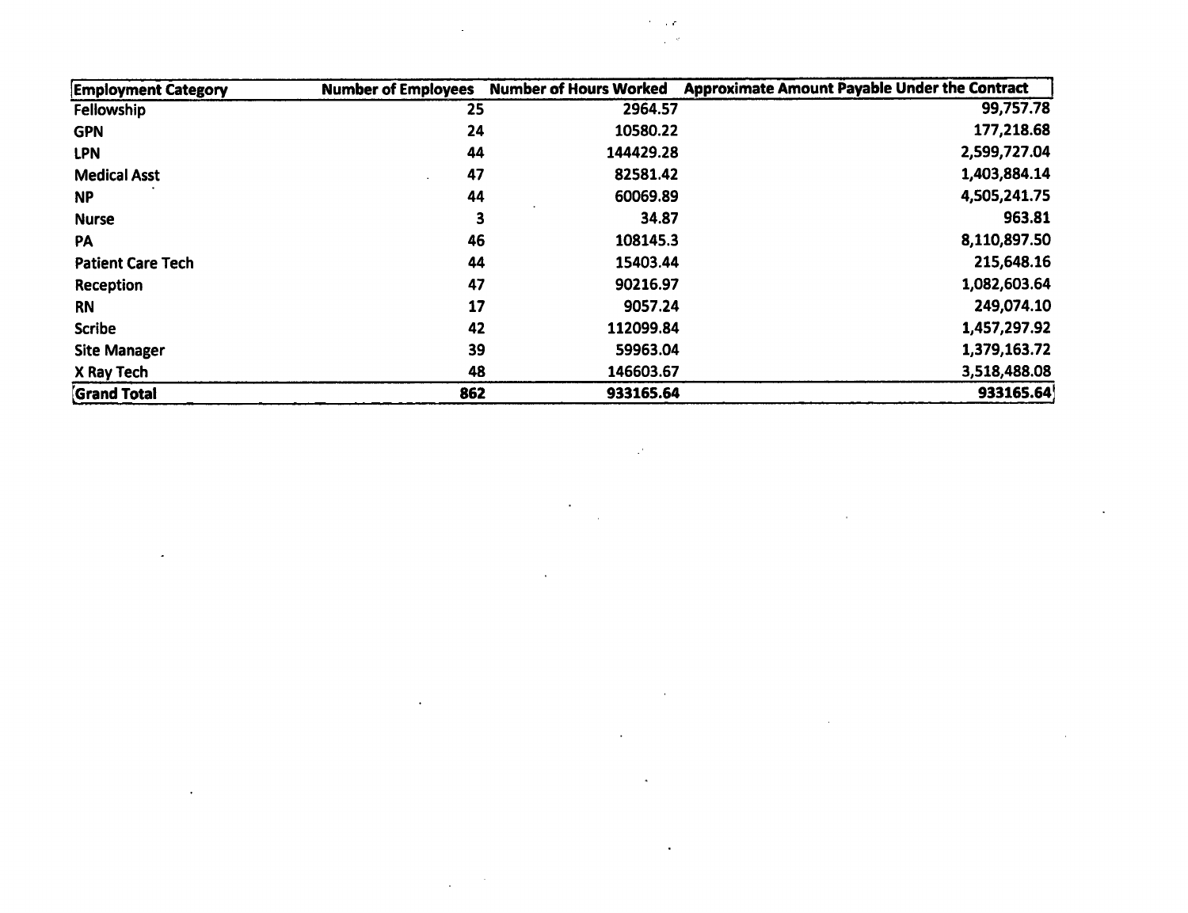| Employment Category | Number of Employees | Number of Hours Worked | Approximate Amount Payable Under the Contract |
|---|---|---|---|
| Fellowship | 25 | 2964.57 | 99,757.78 |
| GPN | 24 | 10580.22 | 177,218.68 |
| LPN | 44 | 144429.28 | 2,599,727.04 |
| Medical Asst | 47 | 82581.42 | 1,403,884.14 |
| NP | 44 | 60069.89 | 4,505,241.75 |
| Nurse | 3 | 34.87 | 963.81 |
| PA | 46 | 108145.3 | 8,110,897.50 |
| Patient Care Tech | 44 | 15403.44 | 215,648.16 |
| Reception | 47 | 90216.97 | 1,082,603.64 |
| RN | 17 | 9057.24 | 249,074.10 |
| Scribe | 42 | 112099.84 | 1,457,297.92 |
| Site Manager | 39 | 59963.04 | 1,379,163.72 |
| X Ray Tech | 48 | 146603.67 | 3,518,488.08 |
| **Grand Total** | **862** | **933165.64** | **933165.64** |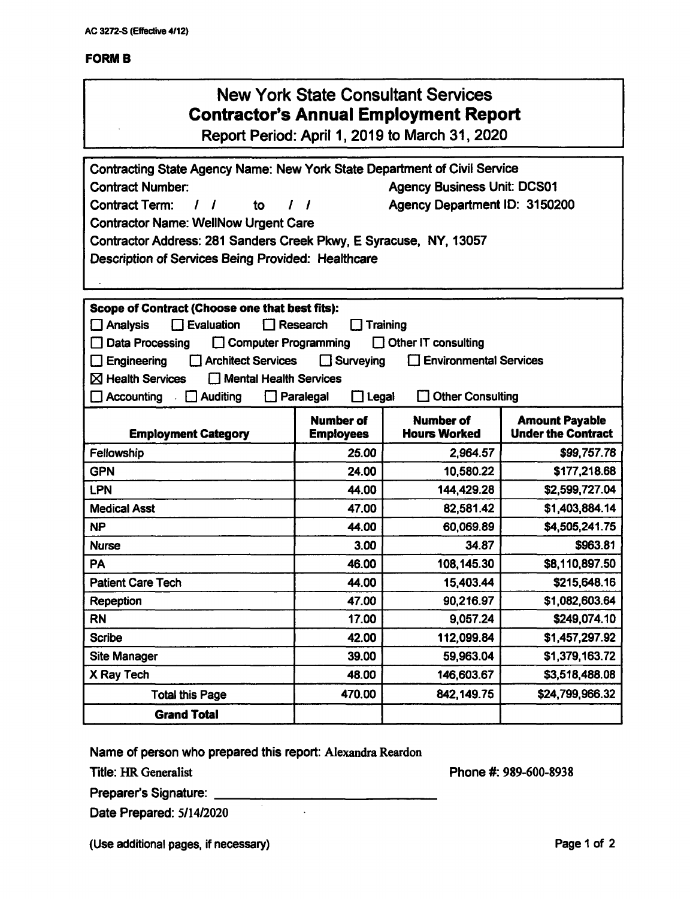AC 3272-S (Effective 4/12)

**FORM B**

# New York State Consultant Services
## Contractor's Annual Employment Report

Report Period: April 1, 2019 to March 31, 2020

Contracting State Agency Name: New York State Department of Civil Service
Contract Number: Agency Business Unit: DCS01
Contract Term: / / to / / Agency Department ID: 3150200
Contractor Name: WellNow Urgent Care
Contractor Address: 281 Sanders Creek Pkwy, E Syracuse, NY, 13057
Description of Services Being Provided: Healthcare

**Scope of Contract (Choose one that best fits):**

- ☐ Analysis ☐ Evaluation ☐ Research ☐ Training
- ☐ Data Processing ☐ Computer Programming ☐ Other IT consulting
- ☐ Engineering ☐ Architect Services ☐ Surveying ☐ Environmental Services
- ☒ Health Services ☐ Mental Health Services
- ☐ Accounting ☐ Auditing ☐ Paralegal ☐ Legal ☐ Other Consulting

| Employment Category | Number of Employees | Number of Hours Worked | Amount Payable Under the Contract |
|---|---|---|---|
| Fellowship | 25.00 | 2,964.57 | $99,757.78 |
| GPN | 24.00 | 10,580.22 | $177,218.68 |
| LPN | 44.00 | 144,429.28 | $2,599,727.04 |
| Medical Asst | 47.00 | 82,581.42 | $1,403,884.14 |
| NP | 44.00 | 60,069.89 | $4,505,241.75 |
| Nurse | 3.00 | 34.87 | $963.81 |
| PA | 46.00 | 108,145.30 | $8,110,897.50 |
| Patient Care Tech | 44.00 | 15,403.44 | $215,648.16 |
| Repeption | 47.00 | 90,216.97 | $1,082,603.64 |
| RN | 17.00 | 9,057.24 | $249,074.10 |
| Scribe | 42.00 | 112,099.84 | $1,457,297.92 |
| Site Manager | 39.00 | 59,963.04 | $1,379,163.72 |
| X Ray Tech | 48.00 | 146,603.67 | $3,518,488.08 |
| Total this Page | 470.00 | 842,149.75 | $24,799,966.32 |
| **Grand Total** | | | |

Name of person who prepared this report: Alexandra Reardon
Title: HR Generalist Phone #: 989-600-8938
Preparer's Signature: ______________________
Date Prepared: 5/14/2020

(Use additional pages, if necessary)